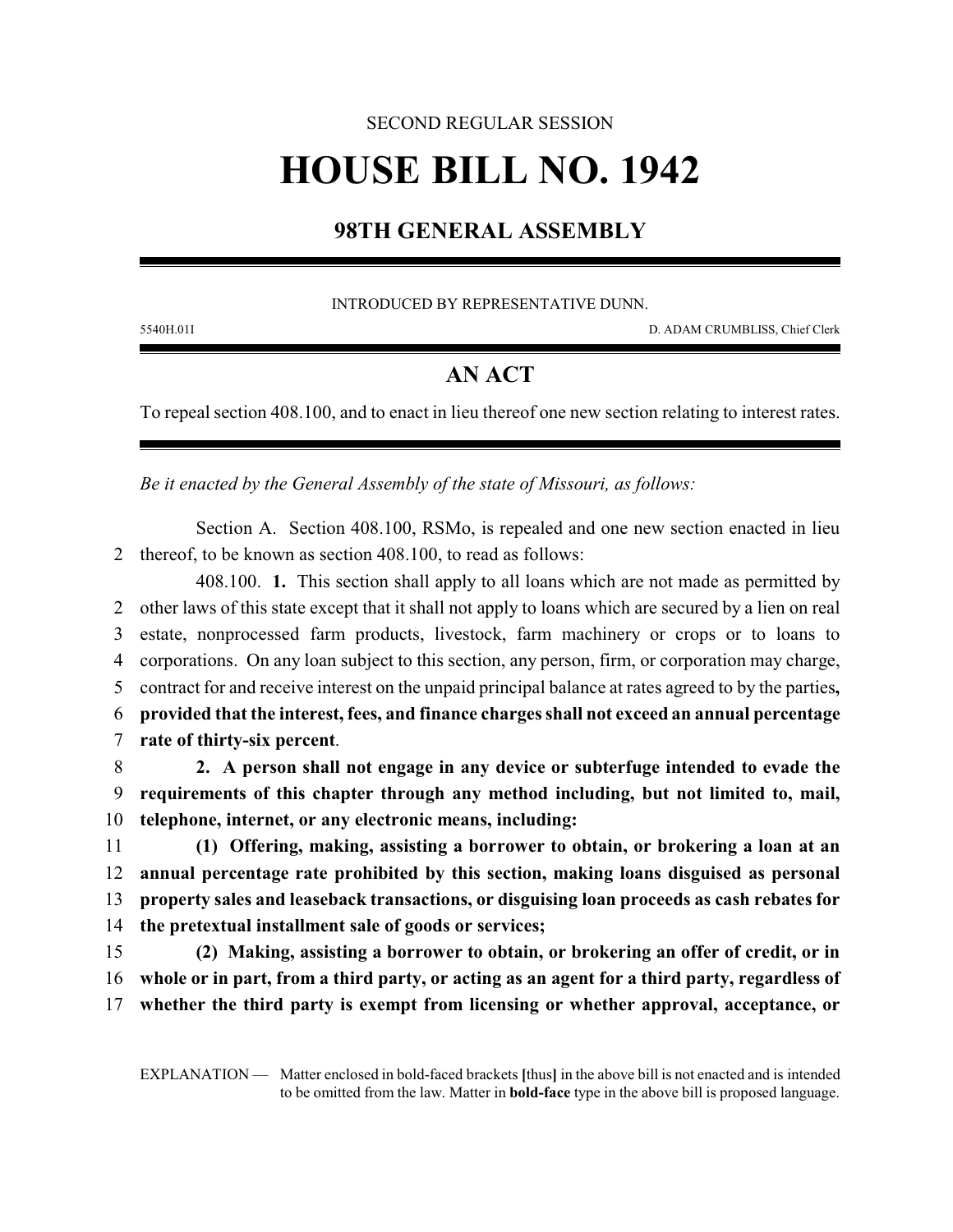SECOND REGULAR SESSION

# HOUSE BILL NO. 1942

## 98TH GENERAL ASSEMBLY

INTRODUCED BY REPRESENTATIVE DUNN.

5540H.01I D. ADAM CRUMBLISS, Chief Clerk

## AN ACT

To repeal section 408.100, and to enact in lieu thereof one new section relating to interest rates.

*Be it enacted by the General Assembly of the state of Missouri, as follows:*

Section A. Section 408.100, RSMo, is repealed and one new section enacted in lieu thereof, to be known as section 408.100, to read as follows:

408.100. **1.** This section shall apply to all loans which are not made as permitted by other laws of this state except that it shall not apply to loans which are secured by a lien on real estate, nonprocessed farm products, livestock, farm machinery or crops or to loans to corporations. On any loan subject to this section, any person, firm, or corporation may charge, contract for and receive interest on the unpaid principal balance at rates agreed to by the parties**, provided that the interest, fees, and finance charges shall not exceed an annual percentage rate of thirty-six percent**.

**2. A person shall not engage in any device or subterfuge intended to evade the requirements of this chapter through any method including, but not limited to, mail, telephone, internet, or any electronic means, including:**

**(1) Offering, making, assisting a borrower to obtain, or brokering a loan at an annual percentage rate prohibited by this section, making loans disguised as personal property sales and leaseback transactions, or disguising loan proceeds as cash rebates for the pretextual installment sale of goods or services;**

**(2) Making, assisting a borrower to obtain, or brokering an offer of credit, or in whole or in part, from a third party, or acting as an agent for a third party, regardless of whether the third party is exempt from licensing or whether approval, acceptance, or**

EXPLANATION — Matter enclosed in bold-faced brackets **[**thus**]** in the above bill is not enacted and is intended to be omitted from the law. Matter in **bold-face** type in the above bill is proposed language.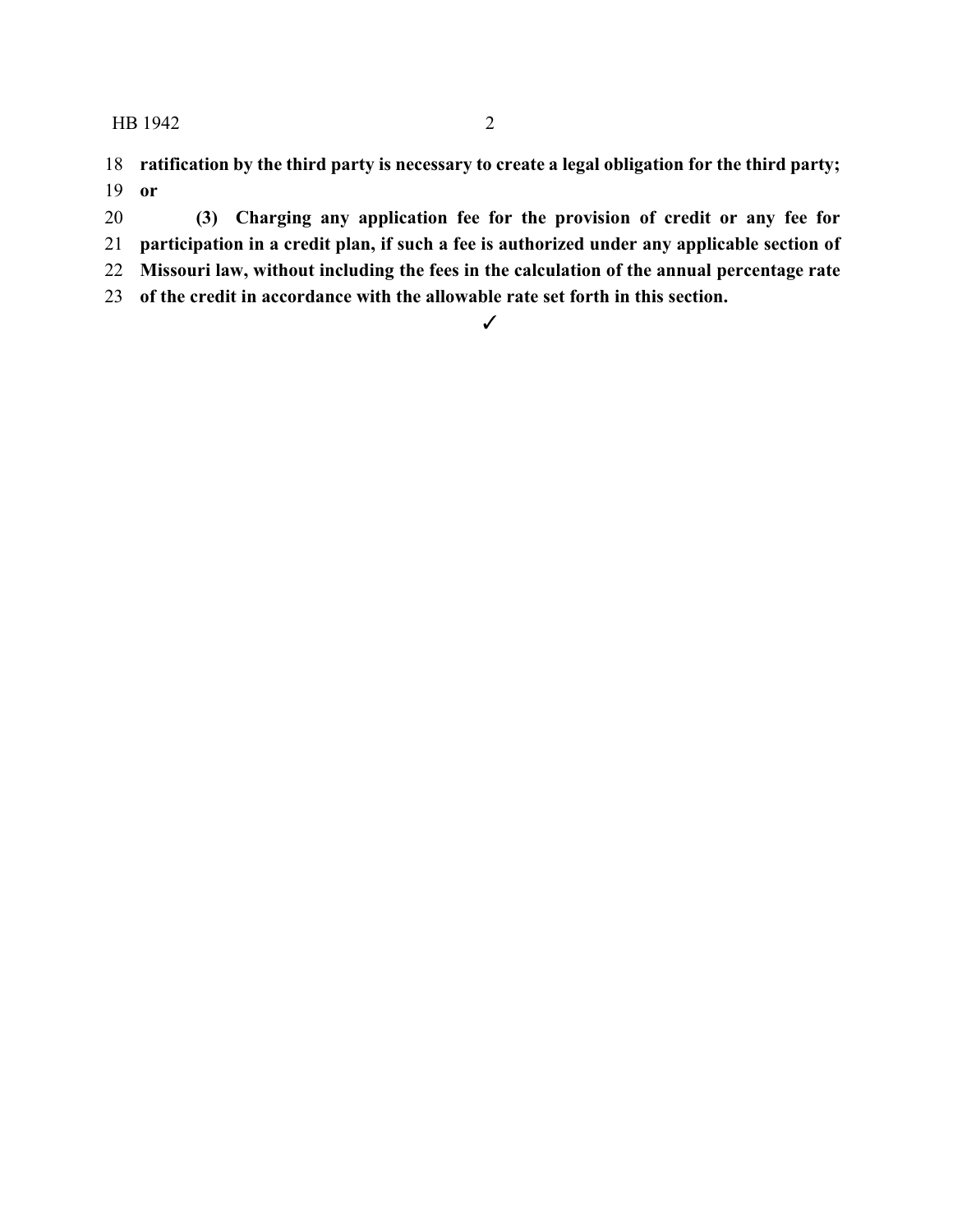**ratification by the third party is necessary to create a legal obligation for the third party; or**

**(3) Charging any application fee for the provision of credit or any fee for participation in a credit plan, if such a fee is authorized under any applicable section of Missouri law, without including the fees in the calculation of the annual percentage rate of the credit in accordance with the allowable rate set forth in this section.**

✓